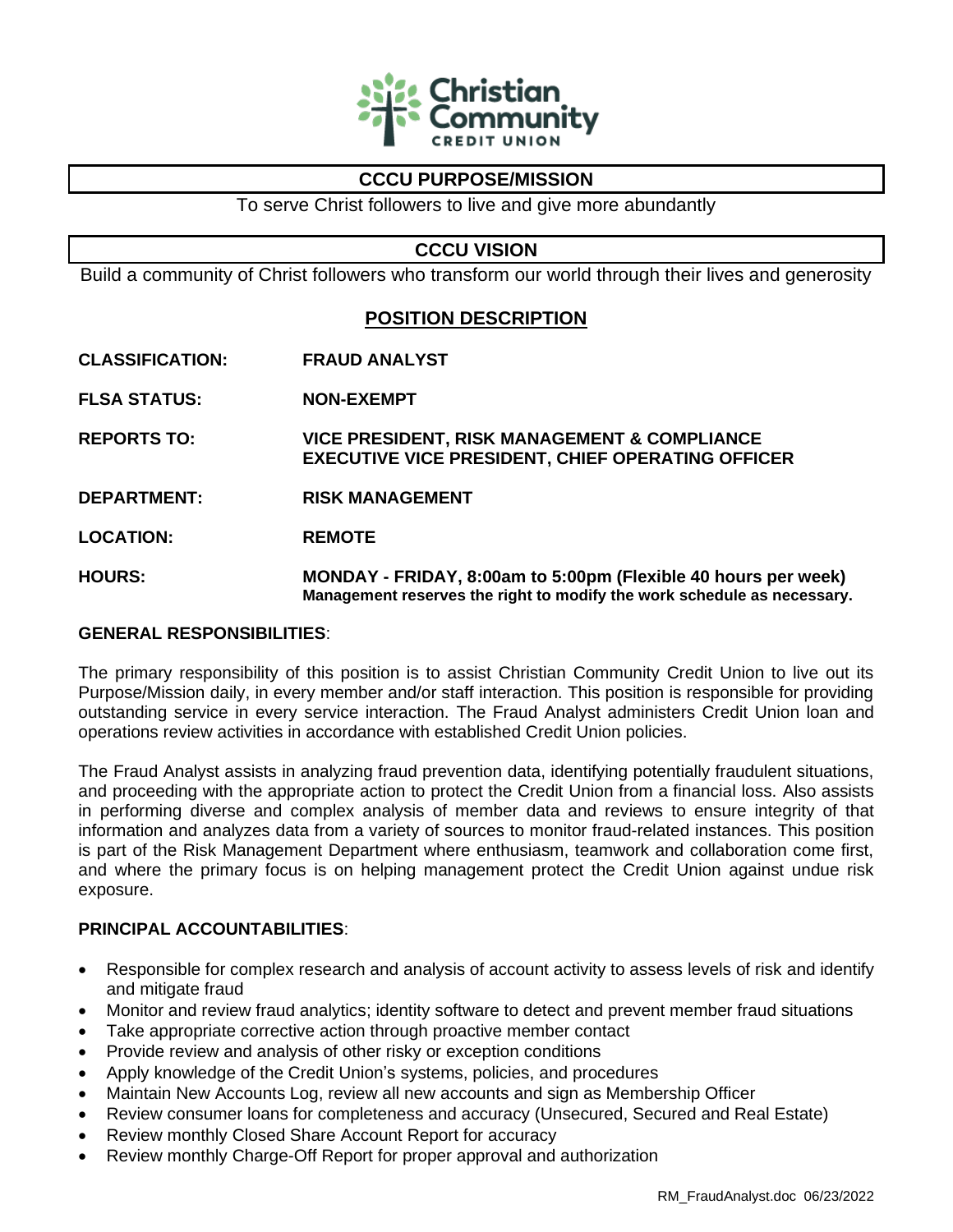Christian Community CREDIT UNION

## CCCU PURPOSE/MISSION

To serve Christ followers to live and give more abundantly

## CCCU VISION

Build a community of Christ followers who transform our world through their lives and generosity

## POSITION DESCRIPTION

**CLASSIFICATION:** FRAUD ANALYST

**FLSA STATUS:** NON-EXEMPT

**REPORTS TO:** VICE PRESIDENT, RISK MANAGEMENT & COMPLIANCE
EXECUTIVE VICE PRESIDENT, CHIEF OPERATING OFFICER

**DEPARTMENT:** RISK MANAGEMENT

**LOCATION:** REMOTE

**HOURS:** MONDAY - FRIDAY, 8:00am to 5:00pm (Flexible 40 hours per week)
**Management reserves the right to modify the work schedule as necessary.**

### GENERAL RESPONSIBILITIES:

The primary responsibility of this position is to assist Christian Community Credit Union to live out its Purpose/Mission daily, in every member and/or staff interaction. This position is responsible for providing outstanding service in every service interaction. The Fraud Analyst administers Credit Union loan and operations review activities in accordance with established Credit Union policies.

The Fraud Analyst assists in analyzing fraud prevention data, identifying potentially fraudulent situations, and proceeding with the appropriate action to protect the Credit Union from a financial loss. Also assists in performing diverse and complex analysis of member data and reviews to ensure integrity of that information and analyzes data from a variety of sources to monitor fraud-related instances. This position is part of the Risk Management Department where enthusiasm, teamwork and collaboration come first, and where the primary focus is on helping management protect the Credit Union against undue risk exposure.

### PRINCIPAL ACCOUNTABILITIES:

- Responsible for complex research and analysis of account activity to assess levels of risk and identify and mitigate fraud
- Monitor and review fraud analytics; identity software to detect and prevent member fraud situations
- Take appropriate corrective action through proactive member contact
- Provide review and analysis of other risky or exception conditions
- Apply knowledge of the Credit Union's systems, policies, and procedures
- Maintain New Accounts Log, review all new accounts and sign as Membership Officer
- Review consumer loans for completeness and accuracy (Unsecured, Secured and Real Estate)
- Review monthly Closed Share Account Report for accuracy
- Review monthly Charge-Off Report for proper approval and authorization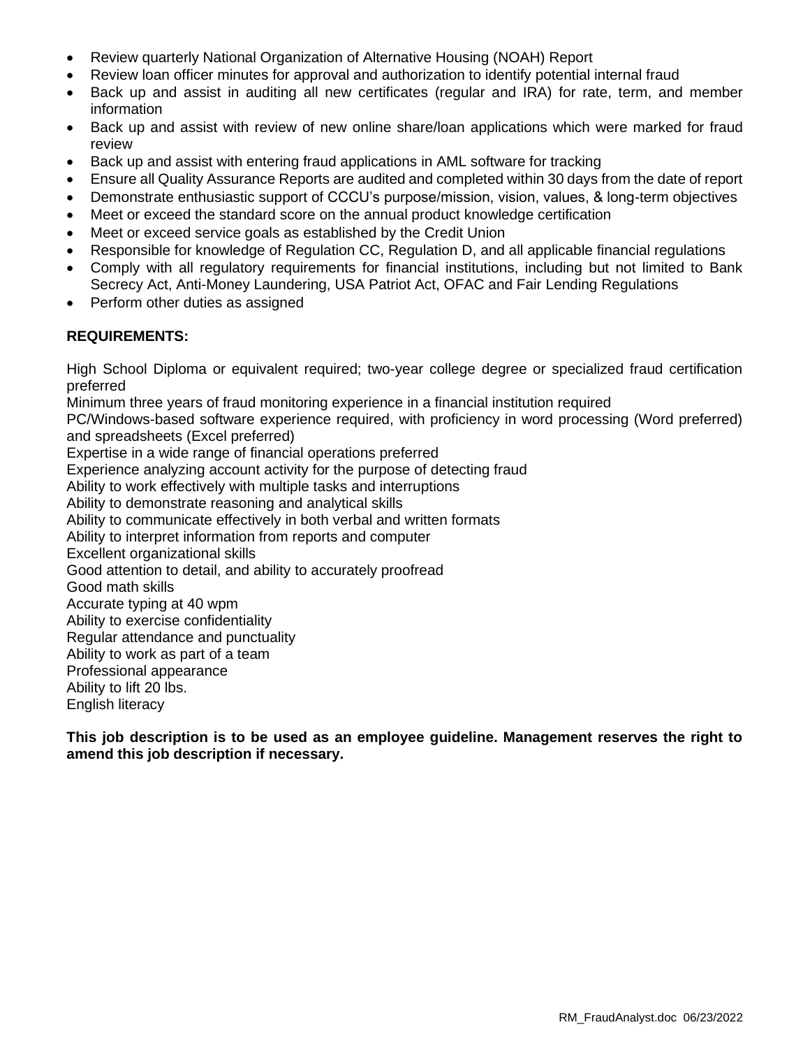- Review quarterly National Organization of Alternative Housing (NOAH) Report
- Review loan officer minutes for approval and authorization to identify potential internal fraud
- Back up and assist in auditing all new certificates (regular and IRA) for rate, term, and member information
- Back up and assist with review of new online share/loan applications which were marked for fraud review
- Back up and assist with entering fraud applications in AML software for tracking
- Ensure all Quality Assurance Reports are audited and completed within 30 days from the date of report
- Demonstrate enthusiastic support of CCCU's purpose/mission, vision, values, & long-term objectives
- Meet or exceed the standard score on the annual product knowledge certification
- Meet or exceed service goals as established by the Credit Union
- Responsible for knowledge of Regulation CC, Regulation D, and all applicable financial regulations
- Comply with all regulatory requirements for financial institutions, including but not limited to Bank Secrecy Act, Anti-Money Laundering, USA Patriot Act, OFAC and Fair Lending Regulations
- Perform other duties as assigned

**REQUIREMENTS:**

High School Diploma or equivalent required; two-year college degree or specialized fraud certification preferred
Minimum three years of fraud monitoring experience in a financial institution required
PC/Windows-based software experience required, with proficiency in word processing (Word preferred) and spreadsheets (Excel preferred)
Expertise in a wide range of financial operations preferred
Experience analyzing account activity for the purpose of detecting fraud
Ability to work effectively with multiple tasks and interruptions
Ability to demonstrate reasoning and analytical skills
Ability to communicate effectively in both verbal and written formats
Ability to interpret information from reports and computer
Excellent organizational skills
Good attention to detail, and ability to accurately proofread
Good math skills
Accurate typing at 40 wpm
Ability to exercise confidentiality
Regular attendance and punctuality
Ability to work as part of a team
Professional appearance
Ability to lift 20 lbs.
English literacy

**This job description is to be used as an employee guideline. Management reserves the right to amend this job description if necessary.**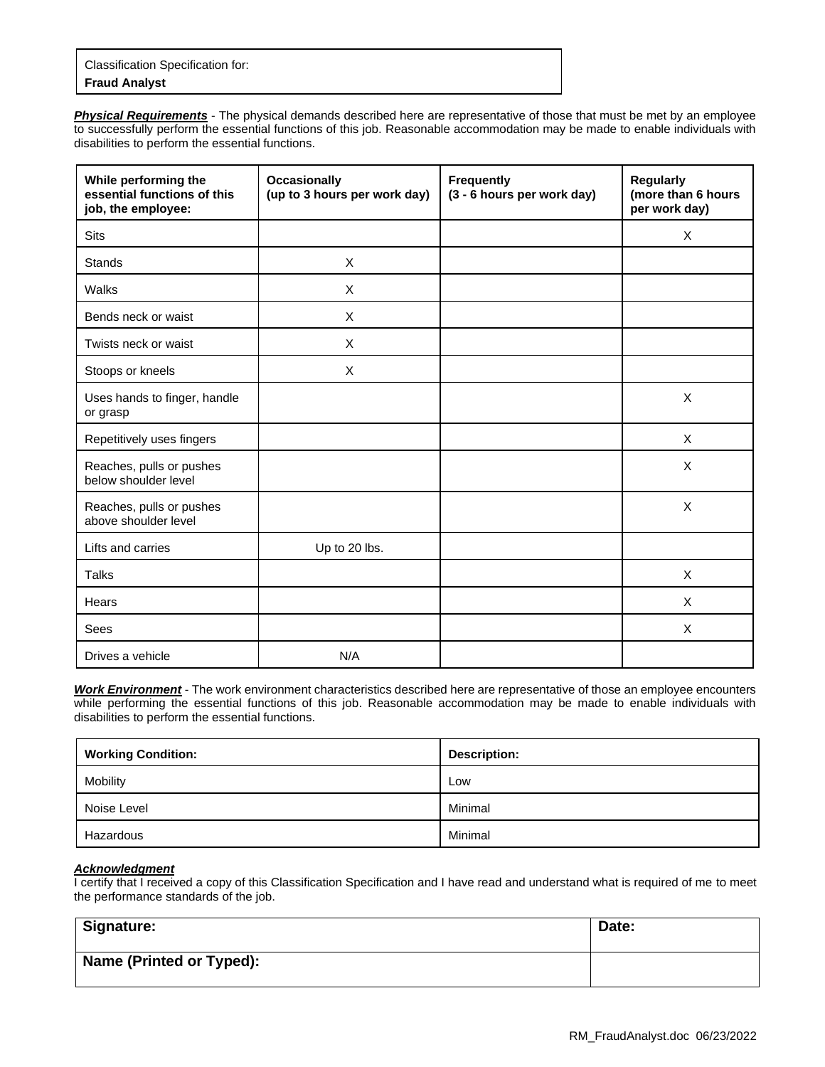| |
|---|
| Classification Specification for:<br>**Fraud Analyst** |

***Physical Requirements*** - The physical demands described here are representative of those that must be met by an employee to successfully perform the essential functions of this job. Reasonable accommodation may be made to enable individuals with disabilities to perform the essential functions.

| While performing the essential functions of this job, the employee: | Occasionally (up to 3 hours per work day) | Frequently (3 - 6 hours per work day) | Regularly (more than 6 hours per work day) |
|---|---|---|---|
| Sits | | | X |
| Stands | X | | |
| Walks | X | | |
| Bends neck or waist | X | | |
| Twists neck or waist | X | | |
| Stoops or kneels | X | | |
| Uses hands to finger, handle or grasp | | | X |
| Repetitively uses fingers | | | X |
| Reaches, pulls or pushes below shoulder level | | | X |
| Reaches, pulls or pushes above shoulder level | | | X |
| Lifts and carries | Up to 20 lbs. | | |
| Talks | | | X |
| Hears | | | X |
| Sees | | | X |
| Drives a vehicle | N/A | | |

***Work Environment*** - The work environment characteristics described here are representative of those an employee encounters while performing the essential functions of this job. Reasonable accommodation may be made to enable individuals with disabilities to perform the essential functions.

| Working Condition: | Description: |
|---|---|
| Mobility | Low |
| Noise Level | Minimal |
| Hazardous | Minimal |

***Acknowledgment***

I certify that I received a copy of this Classification Specification and I have read and understand what is required of me to meet the performance standards of the job.

| Signature: | Date: |
|---|---|
| Name (Printed or Typed): | |

RM_FraudAnalyst.doc 06/23/2022